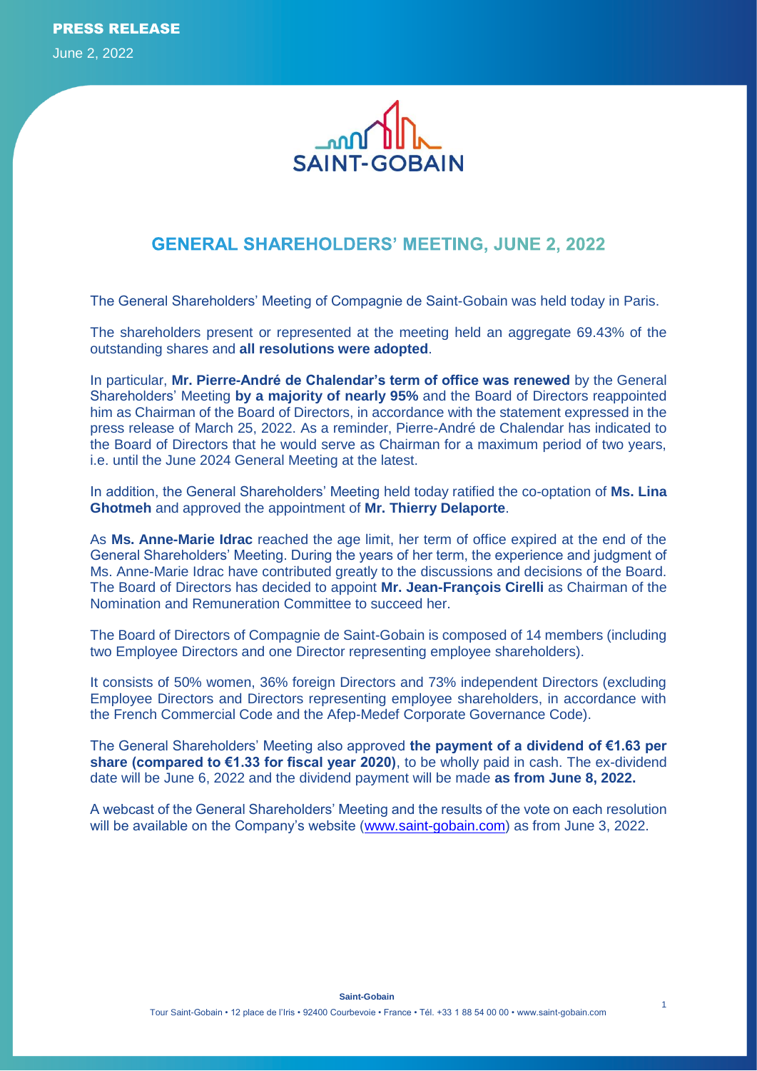PRESS RELEASE

June 2, 2022

# GENERAL SHAREHOLDERS' MEETING, JUNE 2, 2022

The General Shareholders' Meeting of Compagnie de Saint-Gobain was held today in Paris.

The shareholders present or represented at the meeting held an aggregate 69.43% of the outstanding shares and **all resolutions were adopted**.

In particular, **Mr. Pierre-André de Chalendar's term of office was renewed** by the General Shareholders' Meeting **by a majority of nearly 95%** and the Board of Directors reappointed him as Chairman of the Board of Directors, in accordance with the statement expressed in the press release of March 25, 2022. As a reminder, Pierre-André de Chalendar has indicated to the Board of Directors that he would serve as Chairman for a maximum period of two years, i.e. until the June 2024 General Meeting at the latest.

In addition, the General Shareholders' Meeting held today ratified the co-optation of **Ms. Lina Ghotmeh** and approved the appointment of **Mr. Thierry Delaporte**.

As **Ms. Anne-Marie Idrac** reached the age limit, her term of office expired at the end of the General Shareholders' Meeting. During the years of her term, the experience and judgment of Ms. Anne-Marie Idrac have contributed greatly to the discussions and decisions of the Board. The Board of Directors has decided to appoint **Mr. Jean-François Cirelli** as Chairman of the Nomination and Remuneration Committee to succeed her.

The Board of Directors of Compagnie de Saint-Gobain is composed of 14 members (including two Employee Directors and one Director representing employee shareholders).

It consists of 50% women, 36% foreign Directors and 73% independent Directors (excluding Employee Directors and Directors representing employee shareholders, in accordance with the French Commercial Code and the Afep-Medef Corporate Governance Code).

The General Shareholders' Meeting also approved **the payment of a dividend of €1.63 per share (compared to €1.33 for fiscal year 2020)**, to be wholly paid in cash. The ex-dividend date will be June 6, 2022 and the dividend payment will be made **as from June 8, 2022.**

A webcast of the General Shareholders' Meeting and the results of the vote on each resolution will be available on the Company's website (www.saint-gobain.com) as from June 3, 2022.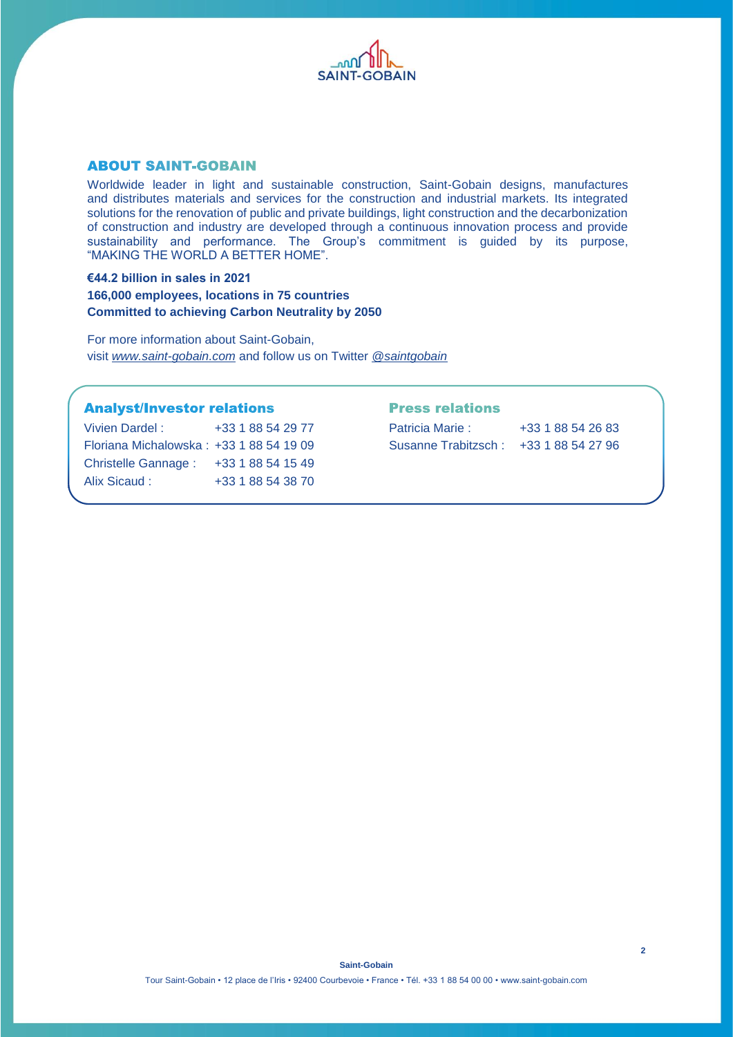## ABOUT SAINT-GOBAIN

Worldwide leader in light and sustainable construction, Saint-Gobain designs, manufactures and distributes materials and services for the construction and industrial markets. Its integrated solutions for the renovation of public and private buildings, light construction and the decarbonization of construction and industry are developed through a continuous innovation process and provide sustainability and performance. The Group's commitment is guided by its purpose, "MAKING THE WORLD A BETTER HOME".

**€44.2 billion in sales in 2021**
**166,000 employees, locations in 75 countries**
**Committed to achieving Carbon Neutrality by 2050**

For more information about Saint-Gobain,
visit *www.saint-gobain.com* and follow us on Twitter *@saintgobain*

### Analyst/Investor relations

| | |
|---|---|
| Vivien Dardel : | +33 1 88 54 29 77 |
| Floriana Michalowska : | +33 1 88 54 19 09 |
| Christelle Gannage : | +33 1 88 54 15 49 |
| Alix Sicaud : | +33 1 88 54 38 70 |

### Press relations

| | |
|---|---|
| Patricia Marie : | +33 1 88 54 26 83 |
| Susanne Trabitzsch : | +33 1 88 54 27 96 |

**Saint-Gobain**
Tour Saint-Gobain • 12 place de l'Iris • 92400 Courbevoie • France • Tél. +33 1 88 54 00 00 • www.saint-gobain.com